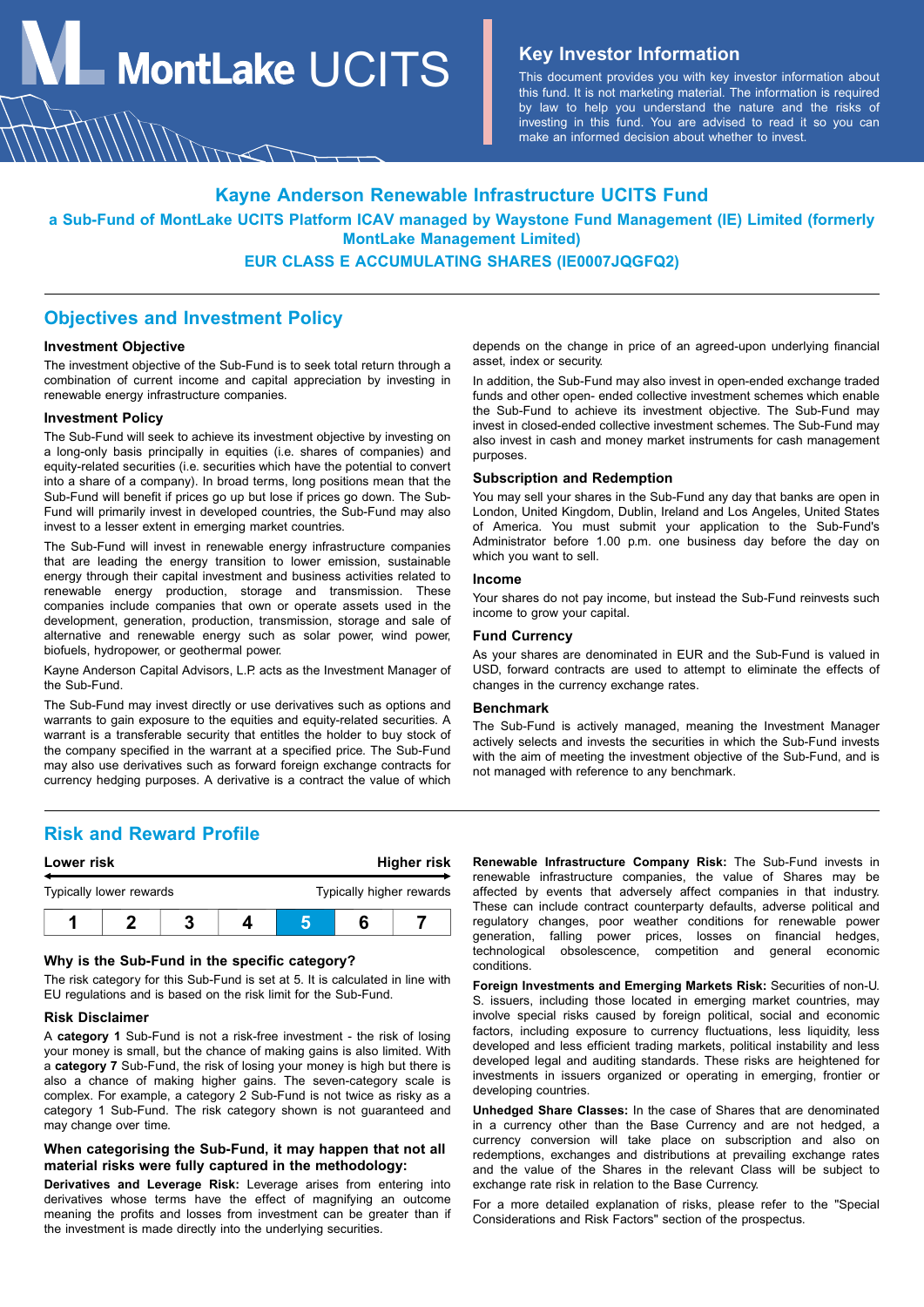MontLake UCITS

## Key Investor Information

This document provides you with key investor information about this fund. It is not marketing material. The information is required by law to help you understand the nature and the risks of investing in this fund. You are advised to read it so you can make an informed decision about whether to invest.

# Kayne Anderson Renewable Infrastructure UCITS Fund

### a Sub-Fund of MontLake UCITS Platform ICAV managed by Waystone Fund Management (IE) Limited (formerly MontLake Management Limited)

### EUR CLASS E ACCUMULATING SHARES (IE0007JQGFQ2)

## Objectives and Investment Policy

### Investment Objective

The investment objective of the Sub-Fund is to seek total return through a combination of current income and capital appreciation by investing in renewable energy infrastructure companies.

### Investment Policy

The Sub-Fund will seek to achieve its investment objective by investing on a long-only basis principally in equities (i.e. shares of companies) and equity-related securities (i.e. securities which have the potential to convert into a share of a company). In broad terms, long positions mean that the Sub-Fund will benefit if prices go up but lose if prices go down. The Sub-Fund will primarily invest in developed countries, the Sub-Fund may also invest to a lesser extent in emerging market countries.

The Sub-Fund will invest in renewable energy infrastructure companies that are leading the energy transition to lower emission, sustainable energy through their capital investment and business activities related to renewable energy production, storage and transmission. These companies include companies that own or operate assets used in the development, generation, production, transmission, storage and sale of alternative and renewable energy such as solar power, wind power, biofuels, hydropower, or geothermal power.

Kayne Anderson Capital Advisors, L.P. acts as the Investment Manager of the Sub-Fund.

The Sub-Fund may invest directly or use derivatives such as options and warrants to gain exposure to the equities and equity-related securities. A warrant is a transferable security that entitles the holder to buy stock of the company specified in the warrant at a specified price. The Sub-Fund may also use derivatives such as forward foreign exchange contracts for currency hedging purposes. A derivative is a contract the value of which depends on the change in price of an agreed-upon underlying financial asset, index or security.

In addition, the Sub-Fund may also invest in open-ended exchange traded funds and other open- ended collective investment schemes which enable the Sub-Fund to achieve its investment objective. The Sub-Fund may invest in closed-ended collective investment schemes. The Sub-Fund may also invest in cash and money market instruments for cash management purposes.

### Subscription and Redemption

You may sell your shares in the Sub-Fund any day that banks are open in London, United Kingdom, Dublin, Ireland and Los Angeles, United States of America. You must submit your application to the Sub-Fund's Administrator before 1.00 p.m. one business day before the day on which you want to sell.

### Income

Your shares do not pay income, but instead the Sub-Fund reinvests such income to grow your capital.

### Fund Currency

As your shares are denominated in EUR and the Sub-Fund is valued in USD, forward contracts are used to attempt to eliminate the effects of changes in the currency exchange rates.

### Benchmark

The Sub-Fund is actively managed, meaning the Investment Manager actively selects and invests the securities in which the Sub-Fund invests with the aim of meeting the investment objective of the Sub-Fund, and is not managed with reference to any benchmark.

## Risk and Reward Profile

| Lower risk | | | | | | Higher risk |
|---|---|---|---|---|---|---|
| Typically lower rewards | | | | | | Typically higher rewards |
| 1 | 2 | 3 | 4 | **5** | 6 | 7 |

### Why is the Sub-Fund in the specific category?

The risk category for this Sub-Fund is set at 5. It is calculated in line with EU regulations and is based on the risk limit for the Sub-Fund.

### Risk Disclaimer

A **category 1** Sub-Fund is not a risk-free investment - the risk of losing your money is small, but the chance of making gains is also limited. With a **category 7** Sub-Fund, the risk of losing your money is high but there is also a chance of making higher gains. The seven-category scale is complex. For example, a category 2 Sub-Fund is not twice as risky as a category 1 Sub-Fund. The risk category shown is not guaranteed and may change over time.

### When categorising the Sub-Fund, it may happen that not all material risks were fully captured in the methodology:

**Derivatives and Leverage Risk:** Leverage arises from entering into derivatives whose terms have the effect of magnifying an outcome meaning the profits and losses from investment can be greater than if the investment is made directly into the underlying securities.

**Renewable Infrastructure Company Risk:** The Sub-Fund invests in renewable infrastructure companies, the value of Shares may be affected by events that adversely affect companies in that industry. These can include contract counterparty defaults, adverse political and regulatory changes, poor weather conditions for renewable power generation, falling power prices, losses on financial hedges, technological obsolescence, competition and general economic conditions.

**Foreign Investments and Emerging Markets Risk:** Securities of non-U. S. issuers, including those located in emerging market countries, may involve special risks caused by foreign political, social and economic factors, including exposure to currency fluctuations, less liquidity, less developed and less efficient trading markets, political instability and less developed legal and auditing standards. These risks are heightened for investments in issuers organized or operating in emerging, frontier or developing countries.

**Unhedged Share Classes:** In the case of Shares that are denominated in a currency other than the Base Currency and are not hedged, a currency conversion will take place on subscription and also on redemptions, exchanges and distributions at prevailing exchange rates and the value of the Shares in the relevant Class will be subject to exchange rate risk in relation to the Base Currency.

For a more detailed explanation of risks, please refer to the "Special Considerations and Risk Factors" section of the prospectus.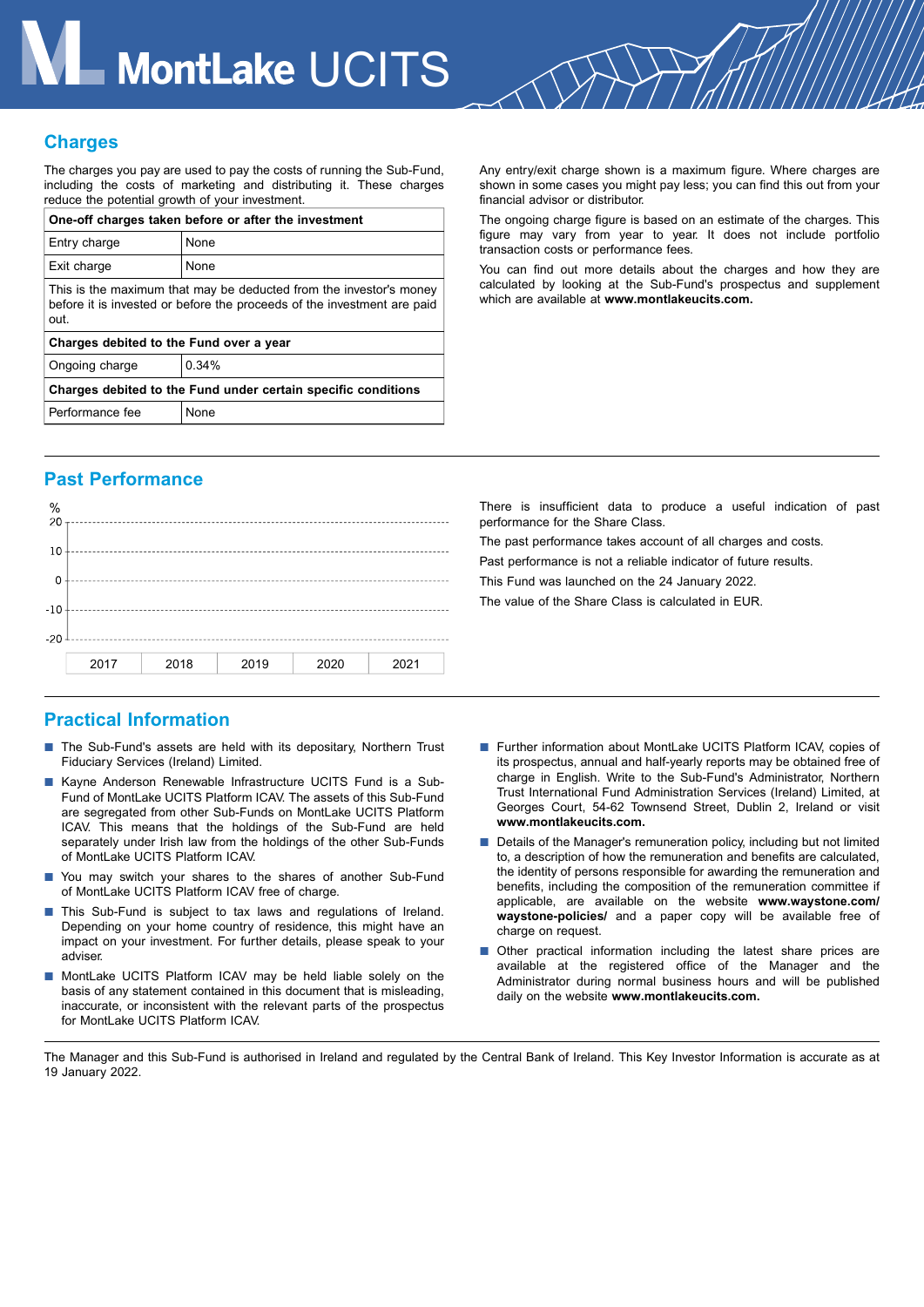## Charges

The charges you pay are used to pay the costs of running the Sub-Fund, including the costs of marketing and distributing it. These charges reduce the potential growth of your investment.

| One-off charges taken before or after the investment | |
|---|---|
| Entry charge | None |
| Exit charge | None |
| This is the maximum that may be deducted from the investor's money before it is invested or before the proceeds of the investment are paid out. | |
| **Charges debited to the Fund over a year** | |
| Ongoing charge | 0.34% |
| **Charges debited to the Fund under certain specific conditions** | |
| Performance fee | None |

Any entry/exit charge shown is a maximum figure. Where charges are shown in some cases you might pay less; you can find this out from your financial advisor or distributor.

The ongoing charge figure is based on an estimate of the charges. This figure may vary from year to year. It does not include portfolio transaction costs or performance fees.

You can find out more details about the charges and how they are calculated by looking at the Sub-Fund's prospectus and supplement which are available at **www.montlakeucits.com.**

## Past Performance

%
20
10
0
-10
-20
2017
2018
2019
2020
2021

There is insufficient data to produce a useful indication of past performance for the Share Class.

The past performance takes account of all charges and costs.

Past performance is not a reliable indicator of future results.

This Fund was launched on the 24 January 2022.

The value of the Share Class is calculated in EUR.

## Practical Information

- The Sub-Fund's assets are held with its depositary, Northern Trust Fiduciary Services (Ireland) Limited.
- Kayne Anderson Renewable Infrastructure UCITS Fund is a Sub-Fund of MontLake UCITS Platform ICAV. The assets of this Sub-Fund are segregated from other Sub-Funds on MontLake UCITS Platform ICAV. This means that the holdings of the Sub-Fund are held separately under Irish law from the holdings of the other Sub-Funds of MontLake UCITS Platform ICAV.
- You may switch your shares to the shares of another Sub-Fund of MontLake UCITS Platform ICAV free of charge.
- This Sub-Fund is subject to tax laws and regulations of Ireland. Depending on your home country of residence, this might have an impact on your investment. For further details, please speak to your adviser.
- MontLake UCITS Platform ICAV may be held liable solely on the basis of any statement contained in this document that is misleading, inaccurate, or inconsistent with the relevant parts of the prospectus for MontLake UCITS Platform ICAV.
- Further information about MontLake UCITS Platform ICAV, copies of its prospectus, annual and half-yearly reports may be obtained free of charge in English. Write to the Sub-Fund's Administrator, Northern Trust International Fund Administration Services (Ireland) Limited, at Georges Court, 54-62 Townsend Street, Dublin 2, Ireland or visit **www.montlakeucits.com.**
- Details of the Manager's remuneration policy, including but not limited to, a description of how the remuneration and benefits are calculated, the identity of persons responsible for awarding the remuneration and benefits, including the composition of the remuneration committee if applicable, are available on the website **www.waystone.com/waystone-policies/** and a paper copy will be available free of charge on request.
- Other practical information including the latest share prices are available at the registered office of the Manager and the Administrator during normal business hours and will be published daily on the website **www.montlakeucits.com.**

The Manager and this Sub-Fund is authorised in Ireland and regulated by the Central Bank of Ireland. This Key Investor Information is accurate as at 19 January 2022.